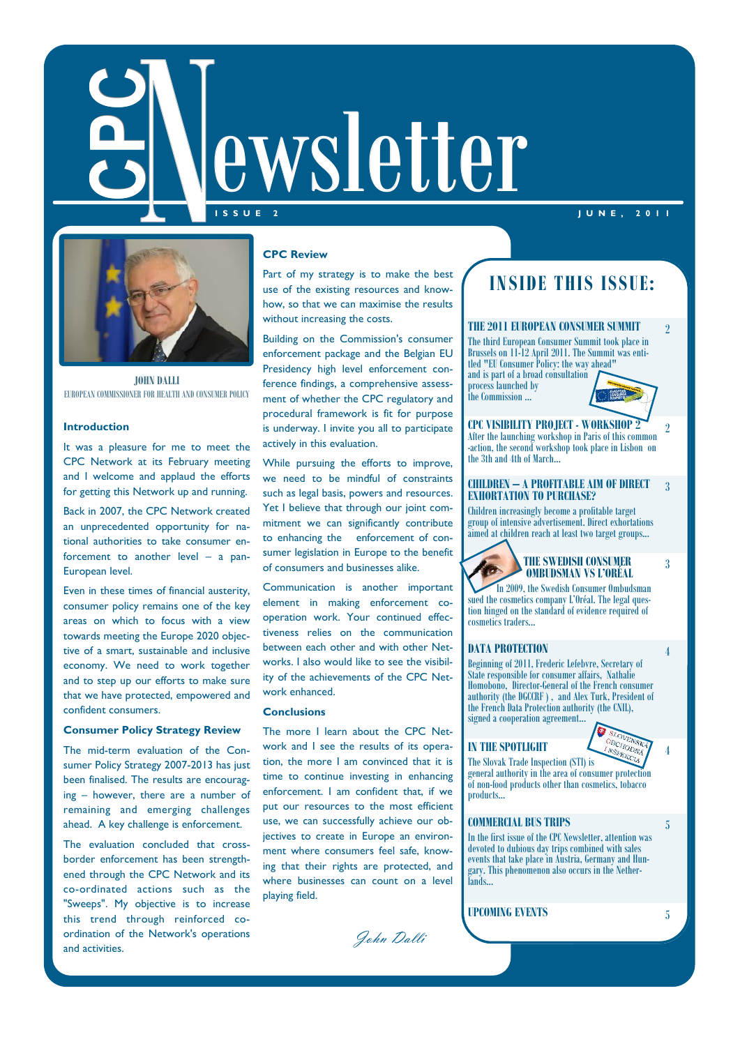# CPC Newsletter

ISSUE 2 JUNE, 2011

JOHN DALLI
EUROPEAN COMMISSIONER FOR HEALTH AND CONSUMER POLICY

### Introduction

It was a pleasure for me to meet the CPC Network at its February meeting and I welcome and applaud the efforts for getting this Network up and running.

Back in 2007, the CPC Network created an unprecedented opportunity for national authorities to take consumer enforcement to another level – a pan-European level.

Even in these times of financial austerity, consumer policy remains one of the key areas on which to focus with a view towards meeting the Europe 2020 objective of a smart, sustainable and inclusive economy. We need to work together and to step up our efforts to make sure that we have protected, empowered and confident consumers.

### Consumer Policy Strategy Review

The mid-term evaluation of the Consumer Policy Strategy 2007-2013 has just been finalised. The results are encouraging – however, there are a number of remaining and emerging challenges ahead. A key challenge is enforcement.

The evaluation concluded that cross-border enforcement has been strengthened through the CPC Network and its co-ordinated actions such as the "Sweeps". My objective is to increase this trend through reinforced co-ordination of the Network's operations and activities.

### CPC Review

Part of my strategy is to make the best use of the existing resources and know-how, so that we can maximise the results without increasing the costs.

Building on the Commission's consumer enforcement package and the Belgian EU Presidency high level enforcement conference findings, a comprehensive assessment of whether the CPC regulatory and procedural framework is fit for purpose is underway. I invite you all to participate actively in this evaluation.

While pursuing the efforts to improve, we need to be mindful of constraints such as legal basis, powers and resources. Yet I believe that through our joint commitment we can significantly contribute to enhancing the enforcement of consumer legislation in Europe to the benefit of consumers and businesses alike.

Communication is another important element in making enforcement co-operation work. Your continued effectiveness relies on the communication between each other and with other Networks. I also would like to see the visibility of the achievements of the CPC Network enhanced.

### Conclusions

The more I learn about the CPC Network and I see the results of its operation, the more I am convinced that it is time to continue investing in enhancing enforcement. I am confident that, if we put our resources to the most efficient use, we can successfully achieve our objectives to create in Europe an environment where consumers feel safe, knowing that their rights are protected, and where businesses can count on a level playing field.

*John Dalli*

## INSIDE THIS ISSUE:

**THE 2011 EUROPEAN CONSUMER SUMMIT** — 2
The third European Consumer Summit took place in Brussels on 11-12 April 2011. The Summit was entitled "EU Consumer Policy: the way ahead" and is part of a broad consultation process launched by the Commission ...

**CPC VISIBILITY PROJECT - WORKSHOP 2** — 2
After the launching workshop in Paris of this common-action, the second workshop took place in Lisbon on the 3th and 4th of March...

**CHILDREN — A PROFITABLE AIM OF DIRECT EXHORTATION TO PURCHASE?** — 3
Children increasingly become a profitable target group of intensive advertisement. Direct exhortations aimed at children reach at least two target groups...

**THE SWEDISH CONSUMER OMBUDSMAN VS L'ORÉAL** — 3
In 2009, the Swedish Consumer Ombudsman sued the cosmetics company L'Oréal. The legal question hinged on the standard of evidence required of cosmetics traders...

**DATA PROTECTION** — 4
Beginning of 2011, Frederic Lefebvre, Secretary of State responsible for consumer affairs, Nathalie Homobono, Director-General of the French consumer authority (the DGCCRF), and Alex Turk, President of the French Data Protection authority (the CNIL), signed a cooperation agreement...

**IN THE SPOTLIGHT** — 4
The Slovak Trade Inspection (STI) is general authority in the area of consumer protection of non-food products other than cosmetics, tobacco products...

**COMMERCIAL BUS TRIPS** — 5
In the first issue of the CPC Newsletter, attention was devoted to dubious day trips combined with sales events that take place in Austria, Germany and Hungary. This phenomenon also occurs in the Netherlands...

**UPCOMING EVENTS** — 5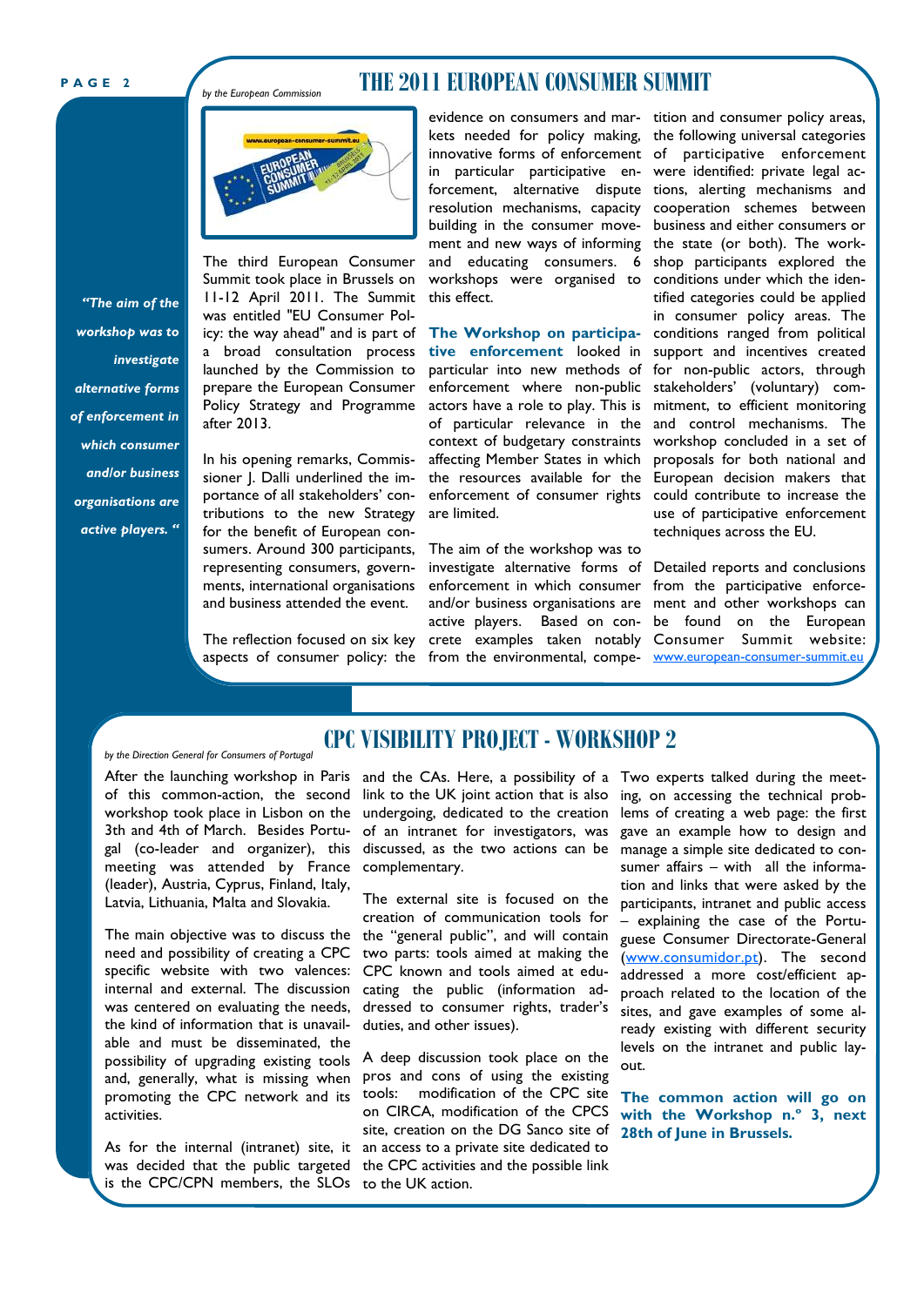# THE 2011 EUROPEAN CONSUMER SUMMIT

*by the European Commission*

> *"The aim of the workshop was to investigate alternative forms of enforcement in which consumer and/or business organisations are active players. "*

The third European Consumer Summit took place in Brussels on 11-12 April 2011. The Summit was entitled "EU Consumer Policy: the way ahead" and is part of a broad consultation process launched by the Commission to prepare the European Consumer Policy Strategy and Programme after 2013.

In his opening remarks, Commissioner J. Dalli underlined the importance of all stakeholders' contributions to the new Strategy for the benefit of European consumers. Around 300 participants, representing consumers, governments, international organisations and business attended the event.

The reflection focused on six key aspects of consumer policy: the evidence on consumers and markets needed for policy making, innovative forms of enforcement in particular participative enforcement, alternative dispute resolution mechanisms, capacity building in the consumer movement and new ways of informing and educating consumers. 6 workshops were organised to this effect.

**The Workshop on participative enforcement** looked in particular into new methods of enforcement where non-public actors have a role to play. This is of particular relevance in the context of budgetary constraints affecting Member States in which the resources available for the enforcement of consumer rights are limited.

The aim of the workshop was to investigate alternative forms of enforcement in which consumer and/or business organisations are active players. Based on concrete examples taken notably from the environmental, competition and consumer policy areas, the following universal categories of participative enforcement were identified: private legal actions, alerting mechanisms and cooperation schemes between business and either consumers or the state (or both). The workshop participants explored the conditions under which the identified categories could be applied in consumer policy areas. The conditions ranged from political support and incentives created for non-public actors, through stakeholders' (voluntary) commitment, to efficient monitoring and control mechanisms. The workshop concluded in a set of proposals for both national and European decision makers that could contribute to increase the use of participative enforcement techniques across the EU.

Detailed reports and conclusions from the participative enforcement and other workshops can be found on the European Consumer Summit website: www.european-consumer-summit.eu

# CPC VISIBILITY PROJECT - WORKSHOP 2

*by the Direction General for Consumers of Portugal*

After the launching workshop in Paris of this common-action, the second workshop took place in Lisbon on the 3th and 4th of March. Besides Portugal (co-leader and organizer), this meeting was attended by France (leader), Austria, Cyprus, Finland, Italy, Latvia, Lithuania, Malta and Slovakia.

The main objective was to discuss the need and possibility of creating a CPC specific website with two valences: internal and external. The discussion was centered on evaluating the needs, the kind of information that is unavailable and must be disseminated, the possibility of upgrading existing tools and, generally, what is missing when promoting the CPC network and its activities.

As for the internal (intranet) site, it was decided that the public targeted is the CPC/CPN members, the SLOs and the CAs. Here, a possibility of a link to the UK joint action that is also undergoing, dedicated to the creation of an intranet for investigators, was discussed, as the two actions can be complementary.

The external site is focused on the creation of communication tools for the "general public", and will contain two parts: tools aimed at making the CPC known and tools aimed at educating the public (information addressed to consumer rights, trader's duties, and other issues).

A deep discussion took place on the pros and cons of using the existing tools: modification of the CPC site on CIRCA, modification of the CPCS site, creation on the DG Sanco site of an access to a private site dedicated to the CPC activities and the possible link to the UK action.

Two experts talked during the meeting, on accessing the technical problems of creating a web page: the first gave an example how to design and manage a simple site dedicated to consumer affairs – with all the information and links that were asked by the participants, intranet and public access – explaining the case of the Portuguese Consumer Directorate-General (www.consumidor.pt). The second addressed a more cost/efficient approach related to the location of the sites, and gave examples of some already existing with different security levels on the intranet and public layout.

**The common action will go on with the Workshop n.º 3, next 28th of June in Brussels.**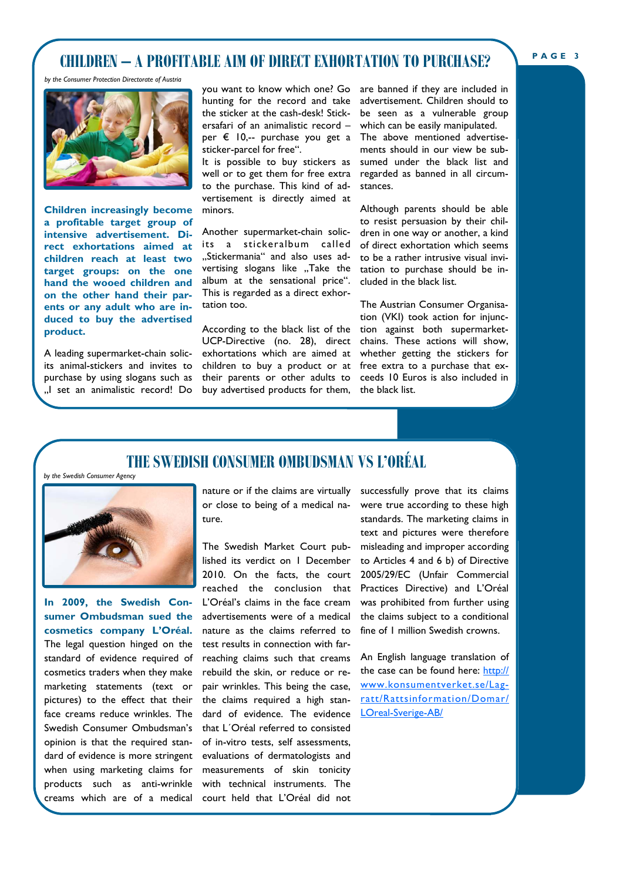## CHILDREN – A PROFITABLE AIM OF DIRECT EXHORTATION TO PURCHASE?

*by the Consumer Protection Directorate of Austria*

**Children increasingly become a profitable target group of intensive advertisement. Direct exhortations aimed at children reach at least two target groups: on the one hand the wooed children and on the other hand their parents or any adult who are induced to buy the advertised product.**

A leading supermarket-chain solicits animal-stickers and invites to purchase by using slogans such as „I set an animalistic record! Do you want to know which one? Go hunting for the record and take the sticker at the cash-desk! Stickersafari of an animalistic record – per € 10,-- purchase you get a sticker-parcel for free".

It is possible to buy stickers as well or to get them for free extra to the purchase. This kind of advertisement is directly aimed at minors.

Another supermarket-chain solicits a stickeralbum called „Stickermania" and also uses advertising slogans like „Take the album at the sensational price". This is regarded as a direct exhortation too.

According to the black list of the UCP-Directive (no. 28), direct exhortations which are aimed at children to buy a product or at their parents or other adults to buy advertised products for them, are banned if they are included in advertisement. Children should to be seen as a vulnerable group which can be easily manipulated. The above mentioned advertisements should in our view be subsumed under the black list and regarded as banned in all circumstances.

Although parents should be able to resist persuasion by their children in one way or another, a kind of direct exhortation which seems to be a rather intrusive visual invitation to purchase should be included in the black list.

The Austrian Consumer Organisation (VKI) took action for injunction against both supermarket-chains. These actions will show, whether getting the stickers for free extra to a purchase that exceeds 10 Euros is also included in the black list.

## THE SWEDISH CONSUMER OMBUDSMAN VS L'ORÉAL

*by the Swedish Consumer Agency*

**In 2009, the Swedish Consumer Ombudsman sued the cosmetics company L'Oréal.** The legal question hinged on the standard of evidence required of cosmetics traders when they make marketing statements (text or pictures) to the effect that their face creams reduce wrinkles. The Swedish Consumer Ombudsman's opinion is that the required standard of evidence is more stringent when using marketing claims for products such as anti-wrinkle creams which are of a medical nature or if the claims are virtually or close to being of a medical nature.

The Swedish Market Court published its verdict on 1 December 2010. On the facts, the court reached the conclusion that L'Oréal's claims in the face cream advertisements were of a medical nature as the claims referred to test results in connection with far-reaching claims such that creams rebuild the skin, or reduce or repair wrinkles. This being the case, the claims required a high standard of evidence. The evidence that L´Oréal referred to consisted of in-vitro tests, self assessments, evaluations of dermatologists and measurements of skin tonicity with technical instruments. The court held that L'Oréal did not successfully prove that its claims were true according to these high standards. The marketing claims in text and pictures were therefore misleading and improper according to Articles 4 and 6 b) of Directive 2005/29/EC (Unfair Commercial Practices Directive) and L'Oréal was prohibited from further using the claims subject to a conditional fine of 1 million Swedish crowns.

An English language translation of the case can be found here: [http://www.konsumentverket.se/Lag-ratt/Rattsinformation/Domar/LOreal-Sverige-AB/](http://www.konsumentverket.se/Lag-ratt/Rattsinformation/Domar/LOreal-Sverige-AB/)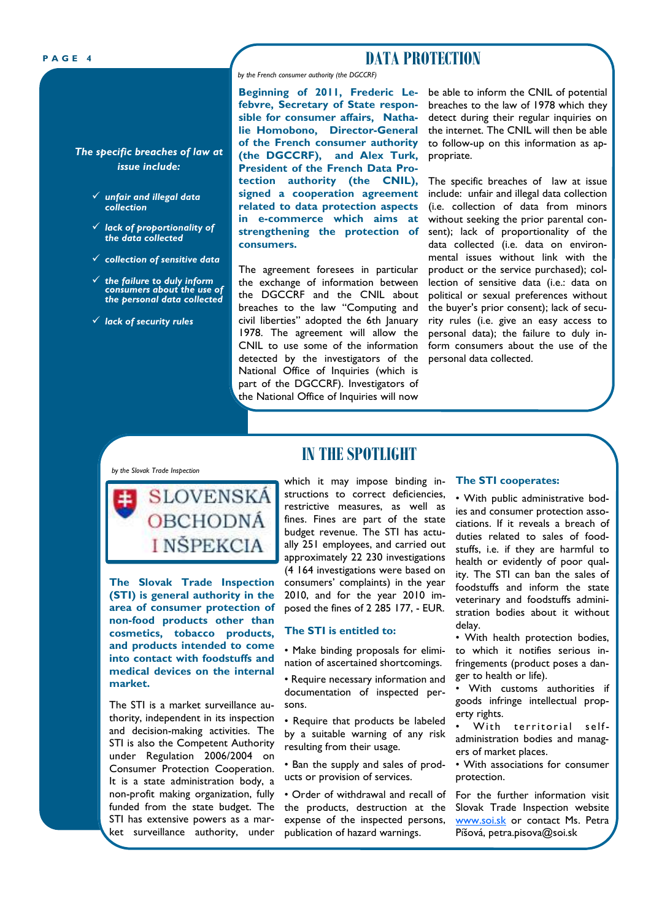## DATA PROTECTION

*by the French consumer authority (the DGCCRF)*

*The specific breaches of law at issue include:*

- *unfair and illegal data collection*
- *lack of proportionality of the data collected*
- *collection of sensitive data*
- *the failure to duly inform consumers about the use of the personal data collected*
- *lack of security rules*

**Beginning of 2011, Frederic Lefebvre, Secretary of State responsible for consumer affairs, Nathalie Homobono, Director-General of the French consumer authority (the DGCCRF), and Alex Turk, President of the French Data Protection authority (the CNIL), signed a cooperation agreement related to data protection aspects in e-commerce which aims at strengthening the protection of consumers.**

The agreement foresees in particular the exchange of information between the DGCCRF and the CNIL about breaches to the law "Computing and civil liberties" adopted the 6th January 1978. The agreement will allow the CNIL to use some of the information detected by the investigators of the National Office of Inquiries (which is part of the DGCCRF). Investigators of the National Office of Inquiries will now be able to inform the CNIL of potential breaches to the law of 1978 which they detect during their regular inquiries on the internet. The CNIL will then be able to follow-up on this information as appropriate.

The specific breaches of law at issue include: unfair and illegal data collection (i.e. collection of data from minors without seeking the prior parental consent); lack of proportionality of the data collected (i.e. data on environmental issues without link with the product or the service purchased); collection of sensitive data (i.e.: data on political or sexual preferences without the buyer's prior consent); lack of security rules (i.e. give an easy access to personal data); the failure to duly inform consumers about the use of the personal data collected.

## IN THE SPOTLIGHT

*by the Slovak Trade Inspection*

SLOVENSKÁ OBCHODNÁ INŠPEKCIA

**The Slovak Trade Inspection (STI) is general authority in the area of consumer protection of non-food products other than cosmetics, tobacco products, and products intended to come into contact with foodstuffs and medical devices on the internal market.**

The STI is a market surveillance authority, independent in its inspection and decision-making activities. The STI is also the Competent Authority under Regulation 2006/2004 on Consumer Protection Cooperation. It is a state administration body, a non-profit making organization, fully funded from the state budget. The STI has extensive powers as a market surveillance authority, under which it may impose binding instructions to correct deficiencies, restrictive measures, as well as fines. Fines are part of the state budget revenue. The STI has actually 251 employees, and carried out approximately 22 230 investigations (4 164 investigations were based on consumers' complaints) in the year 2010, and for the year 2010 imposed the fines of 2 285 177, - EUR.

### The STI is entitled to:

- Make binding proposals for elimination of ascertained shortcomings.
- Require necessary information and documentation of inspected persons.
- Require that products be labeled by a suitable warning of any risk resulting from their usage.
- Ban the supply and sales of products or provision of services.
- Order of withdrawal and recall of the products, destruction at the expense of the inspected persons, publication of hazard warnings.

### The STI cooperates:

- With public administrative bodies and consumer protection associations. If it reveals a breach of duties related to sales of foodstuffs, i.e. if they are harmful to health or evidently of poor quality. The STI can ban the sales of foodstuffs and inform the state veterinary and foodstuffs administration bodies about it without delay.
- With health protection bodies, to which it notifies serious infringements (product poses a danger to health or life).
- With customs authorities if goods infringe intellectual property rights.
- With territorial self-administration bodies and managers of market places.
- With associations for consumer protection.

For the further information visit Slovak Trade Inspection website www.soi.sk or contact Ms. Petra Píšová, petra.pisova@soi.sk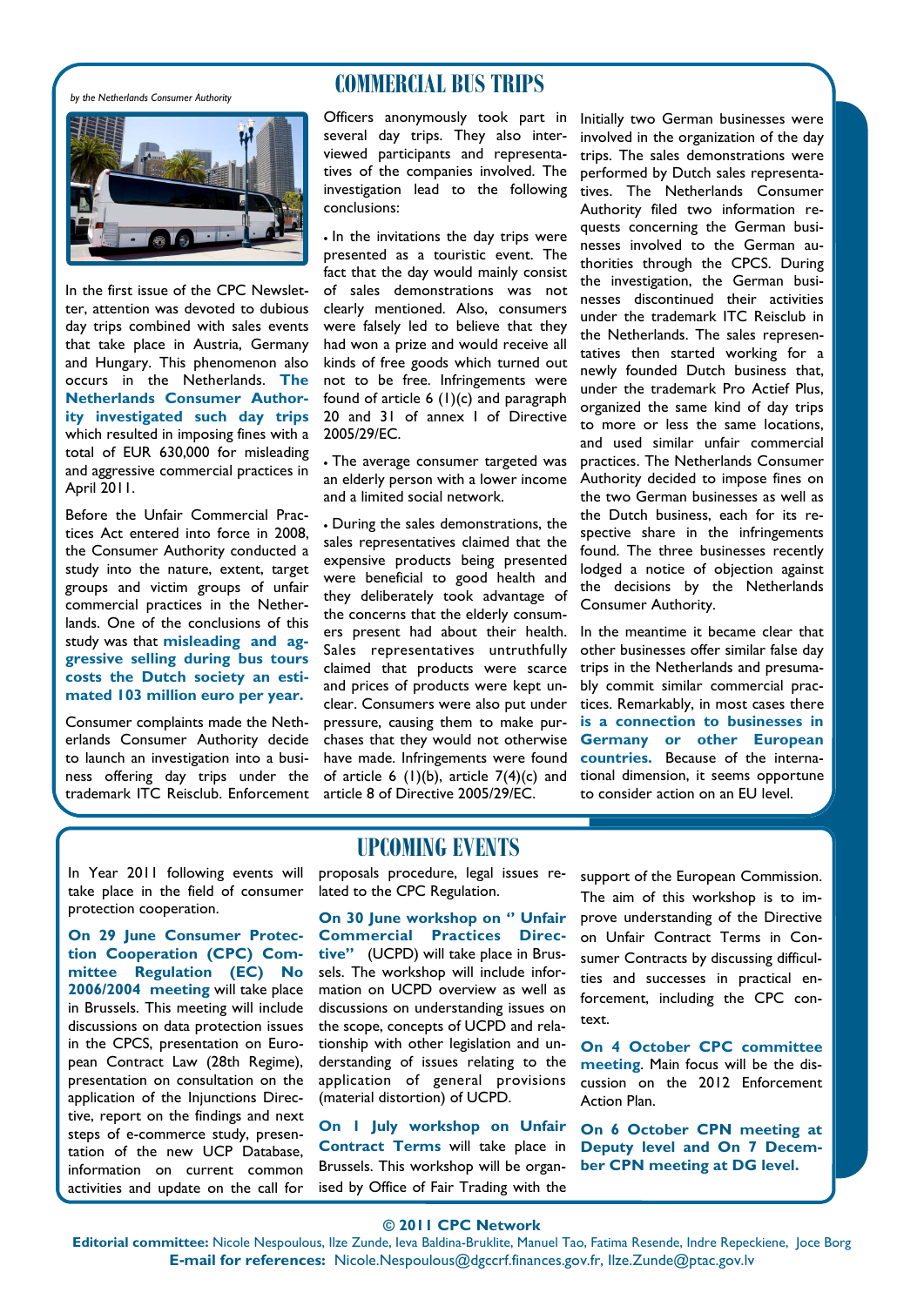## COMMERCIAL BUS TRIPS

*by the Netherlands Consumer Authority*

In the first issue of the CPC Newsletter, attention was devoted to dubious day trips combined with sales events that take place in Austria, Germany and Hungary. This phenomenon also occurs in the Netherlands. **The Netherlands Consumer Authority investigated such day trips** which resulted in imposing fines with a total of EUR 630,000 for misleading and aggressive commercial practices in April 2011.

Before the Unfair Commercial Practices Act entered into force in 2008, the Consumer Authority conducted a study into the nature, extent, target groups and victim groups of unfair commercial practices in the Netherlands. One of the conclusions of this study was that **misleading and aggressive selling during bus tours costs the Dutch society an estimated 103 million euro per year.**

Consumer complaints made the Netherlands Consumer Authority decide to launch an investigation into a business offering day trips under the trademark ITC Reisclub. Enforcement Officers anonymously took part in several day trips. They also interviewed participants and representatives of the companies involved. The investigation lead to the following conclusions:

- In the invitations the day trips were presented as a touristic event. The fact that the day would mainly consist of sales demonstrations was not clearly mentioned. Also, consumers were falsely led to believe that they had won a prize and would receive all kinds of free goods which turned out not to be free. Infringements were found of article 6 (1)(c) and paragraph 20 and 31 of annex I of Directive 2005/29/EC.
- The average consumer targeted was an elderly person with a lower income and a limited social network.
- During the sales demonstrations, the sales representatives claimed that the expensive products being presented were beneficial to good health and they deliberately took advantage of the concerns that the elderly consumers present had about their health. Sales representatives untruthfully claimed that products were scarce and prices of products were kept unclear. Consumers were also put under pressure, causing them to make purchases that they would not otherwise have made. Infringements were found of article 6 (1)(b), article 7(4)(c) and article 8 of Directive 2005/29/EC.

Initially two German businesses were involved in the organization of the day trips. The sales demonstrations were performed by Dutch sales representatives. The Netherlands Consumer Authority filed two information requests concerning the German businesses involved to the German authorities through the CPCS. During the investigation, the German businesses discontinued their activities under the trademark ITC Reisclub in the Netherlands. The sales representatives then started working for a newly founded Dutch business that, under the trademark Pro Actief Plus, organized the same kind of day trips to more or less the same locations, and used similar unfair commercial practices. The Netherlands Consumer Authority decided to impose fines on the two German businesses as well as the Dutch business, each for its respective share in the infringements found. The three businesses recently lodged a notice of objection against the decisions by the Netherlands Consumer Authority.

In the meantime it became clear that other businesses offer similar false day trips in the Netherlands and presumably commit similar commercial practices. Remarkably, in most cases there **is a connection to businesses in Germany or other European countries.** Because of the international dimension, it seems opportune to consider action on an EU level.

## UPCOMING EVENTS

In Year 2011 following events will take place in the field of consumer protection cooperation.

**On 29 June Consumer Protection Cooperation (CPC) Committee Regulation (EC) No 2006/2004 meeting** will take place in Brussels. This meeting will include discussions on data protection issues in the CPCS, presentation on European Contract Law (28th Regime), presentation on consultation on the application of the Injunctions Directive, report on the findings and next steps of e-commerce study, presentation of the new UCP Database, information on current common activities and update on the call for proposals procedure, legal issues related to the CPC Regulation.

**On 30 June workshop on " Unfair Commercial Practices Directive"** (UCPD) will take place in Brussels. The workshop will include information on UCPD overview as well as discussions on understanding issues on the scope, concepts of UCPD and relationship with other legislation and understanding of issues relating to the application of general provisions (material distortion) of UCPD.

**On 1 July workshop on Unfair Contract Terms** will take place in Brussels. This workshop will be organised by Office of Fair Trading with the support of the European Commission. The aim of this workshop is to improve understanding of the Directive on Unfair Contract Terms in Consumer Contracts by discussing difficulties and successes in practical enforcement, including the CPC context.

**On 4 October CPC committee meeting**. Main focus will be the discussion on the 2012 Enforcement Action Plan.

**On 6 October CPN meeting at Deputy level and On 7 December CPN meeting at DG level.**

**© 2011 CPC Network**

**Editorial committee:** Nicole Nespoulous, Ilze Zunde, Ieva Baldina-Bruklite, Manuel Tao, Fatima Resende, Indre Repeckiene, Joce Borg

**E-mail for references:** Nicole.Nespoulous@dgccrf.finances.gov.fr, Ilze.Zunde@ptac.gov.lv